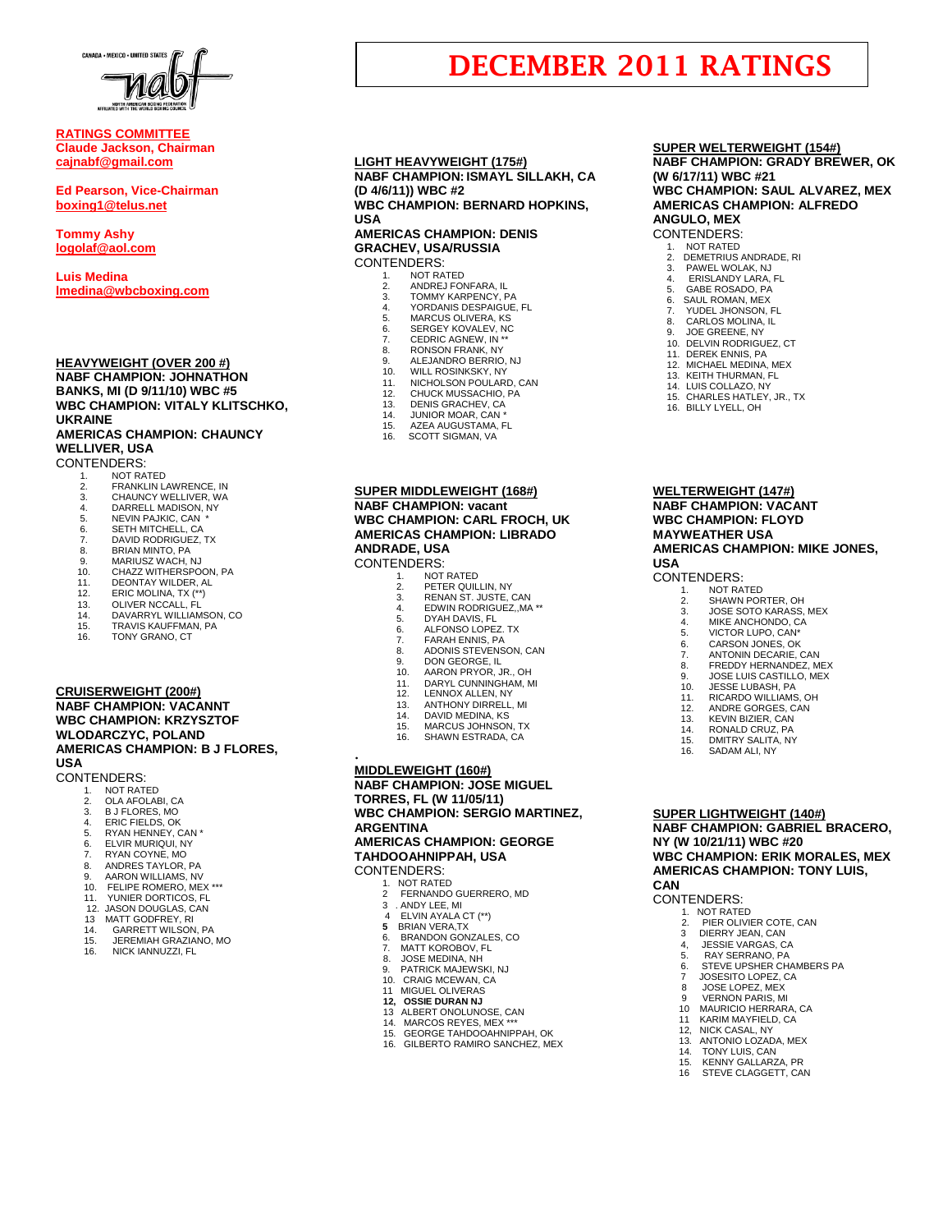# DECEMBER 2011 RATINGS

**RATINGS COMMITTEE**
**Claude Jackson, Chairman**
**cajnabf@gmail.com**

**Ed Pearson, Vice-Chairman**
**boxing1@telus.net**

**Tommy Ashy**
**logolaf@aol.com**

**Luis Medina**
**lmedina@wbcboxing.com**

## HEAVYWEIGHT (OVER 200 #)

**NABF CHAMPION: JOHNATHON BANKS, MI (D 9/11/10) WBC #5**
**WBC CHAMPION: VITALY KLITSCHKO, UKRAINE**
**AMERICAS CHAMPION: CHAUNCY WELLIVER, USA**

CONTENDERS:

1. NOT RATED
2. FRANKLIN LAWRENCE, IN
3. CHAUNCY WELLIVER, WA
4. DARRELL MADISON, NY
5. NEVIN PAJKIC, CAN *
6. SETH MITCHELL, CA
7. DAVID RODRIGUEZ, TX
8. BRIAN MINTO, PA
9. MARIUSZ WACH, NJ
10. CHAZZ WITHERSPOON, PA
11. DEONTAY WILDER, AL
12. ERIC MOLINA, TX (**)
13. OLIVER NCCALL, FL
14. DAVARRYL WILLIAMSON, CO
15. TRAVIS KAUFFMAN, PA
16. TONY GRANO, CT

## CRUISERWEIGHT (200#)

**NABF CHAMPION: VACANNT**
**WBC CHAMPION: KRZYSZTOF WLODARCZYC, POLAND**
**AMERICAS CHAMPION: B J FLORES, USA**

CONTENDERS:

1. NOT RATED
2. OLA AFOLABI, CA
3. B J FLORES, MO
4. ERIC FIELDS, OK
5. RYAN HENNEY, CAN *
6. ELVIR MURIQUI, NY
7. RYAN COYNE, MO
8. ANDRES TAYLOR, PA
9. AARON WILLIAMS, NV
10. FELIPE ROMERO, MEX ***
11. YUNIER DORTICOS, FL
12. JASON DOUGLAS, CAN
13. MATT GODFREY, RI
14. GARRETT WILSON, PA
15. JEREMIAH GRAZIANO, MO
16. NICK IANNUZZI, FL

## LIGHT HEAVYWEIGHT (175#)

**NABF CHAMPION: ISMAYL SILLAKH, CA (D 4/6/11)) WBC #2**
**WBC CHAMPION: BERNARD HOPKINS, USA**
**AMERICAS CHAMPION: DENIS GRACHEV, USA/RUSSIA**

CONTENDERS:

1. NOT RATED
2. ANDREJ FONFARA, IL
3. TOMMY KARPENCY, PA
4. YORDANIS DESPAIGUE, FL
5. MARCUS OLIVERA, KS
6. SERGEY KOVALEV, NC
7. CEDRIC AGNEW, IN **
8. RONSON FRANK, NY
9. ALEJANDRO BERRIO, NJ
10. WILL ROSINKSKY, NY
11. NICHOLSON POULARD, CAN
12. CHUCK MUSSACHIO, PA
13. DENIS GRACHEV, CA
14. JUNIOR MOAR, CAN *
15. AZEA AUGUSTAMA, FL
16. SCOTT SIGMAN, VA

## SUPER MIDDLEWEIGHT (168#)

**NABF CHAMPION: vacant**
**WBC CHAMPION: CARL FROCH, UK**
**AMERICAS CHAMPION: LIBRADO ANDRADE, USA**

CONTENDERS:

1. NOT RATED
2. PETER QUILLIN, NY
3. RENAN ST. JUSTE, CAN
4. EDWIN RODRIGUEZ,,MA **
5. DYAH DAVIS, FL
6. ALFONSO LOPEZ. TX
7. FARAH ENNIS, PA
8. ADONIS STEVENSON, CAN
9. DON GEORGE, IL
10. AARON PRYOR, JR., OH
11. DARYL CUNNINGHAM, MI
12. LENNOX ALLEN, NY
13. ANTHONY DIRRELL, MI
14. DAVID MEDINA, KS
15. MARCUS JOHNSON, TX
16. SHAWN ESTRADA, CA

## MIDDLEWEIGHT (160#)

**NABF CHAMPION: JOSE MIGUEL TORRES, FL (W 11/05/11)**
**WBC CHAMPION: SERGIO MARTINEZ, ARGENTINA**
**AMERICAS CHAMPION: GEORGE TAHDOOAHNIPPAH, USA**

CONTENDERS:

1. NOT RATED
2. FERNANDO GUERRERO, MD
3. . ANDY LEE, MI
4. ELVIN AYALA CT (**)
5. BRIAN VERA,TX
6. BRANDON GONZALES, CO
7. MATT KOROBOV, FL
8. JOSE MEDINA, NH
9. PATRICK MAJEWSKI, NJ
10. CRAIG MCEWAN, CA
11. MIGUEL OLIVERAS
12. **OSSIE DURAN NJ**
13. ALBERT ONOLUNOSE, CAN
14. MARCOS REYES, MEX ***
15. GEORGE TAHDOOAHNIPPAH, OK
16. GILBERTO RAMIRO SANCHEZ, MEX

## SUPER WELTERWEIGHT (154#)

**NABF CHAMPION: GRADY BREWER, OK (W 6/17/11) WBC #21**
**WBC CHAMPION: SAUL ALVAREZ, MEX**
**AMERICAS CHAMPION: ALFREDO ANGULO, MEX**

CONTENDERS:

1. NOT RATED
2. DEMETRIUS ANDRADE, RI
3. PAWEL WOLAK, NJ
4. ERISLANDY LARA, FL
5. GABE ROSADO, PA
6. SAUL ROMAN, MEX
7. YUDEL JHONSON, FL
8. CARLOS MOLINA, IL
9. JOE GREENE, NY
10. DELVIN RODRIGUEZ, CT
11. DEREK ENNIS, PA
12. MICHAEL MEDINA, MEX
13. KEITH THURMAN, FL
14. LUIS COLLAZO, NY
15. CHARLES HATLEY, JR., TX
16. BILLY LYELL, OH

## WELTERWEIGHT (147#)

**NABF CHAMPION: VACANT**
**WBC CHAMPION: FLOYD MAYWEATHER USA**
**AMERICAS CHAMPION: MIKE JONES, USA**

CONTENDERS:

1. NOT RATED
2. SHAWN PORTER, OH
3. JOSE SOTO KARASS, MEX
4. MIKE ANCHONDO, CA
5. VICTOR LUPO, CAN*
6. CARSON JONES, OK
7. ANTONIN DECARIE, CAN
8. FREDDY HERNANDEZ, MEX
9. JOSE LUIS CASTILLO, MEX
10. JESSE LUBASH, PA
11. RICARDO WILLIAMS, OH
12. ANDRE GORGES, CAN
13. KEVIN BIZIER, CAN
14. RONALD CRUZ, PA
15. DMITRY SALITA, NY
16. SADAM ALI, NY

## SUPER LIGHTWEIGHT (140#)

**NABF CHAMPION: GABRIEL BRACERO, NY (W 10/21/11) WBC #20**
**WBC CHAMPION: ERIK MORALES, MEX**
**AMERICAS CHAMPION: TONY LUIS, CAN**

CONTENDERS:

1. NOT RATED
2. PIER OLIVIER COTE, CAN
3. DIERRY JEAN, CAN
4. JESSIE VARGAS, CA
5. RAY SERRANO, PA
6. STEVE UPSHER CHAMBERS PA
7. JOSESITO LOPEZ, CA
8. JOSE LOPEZ, MEX
9. VERNON PARIS, MI
10. MAURICIO HERRARA, CA
11. KARIM MAYFIELD, CA
12. NICK CASAL, NY
13. ANTONIO LOZADA, MEX
14. TONY LUIS, CAN
15. KENNY GALLARZA, PR
16. STEVE CLAGGETT, CAN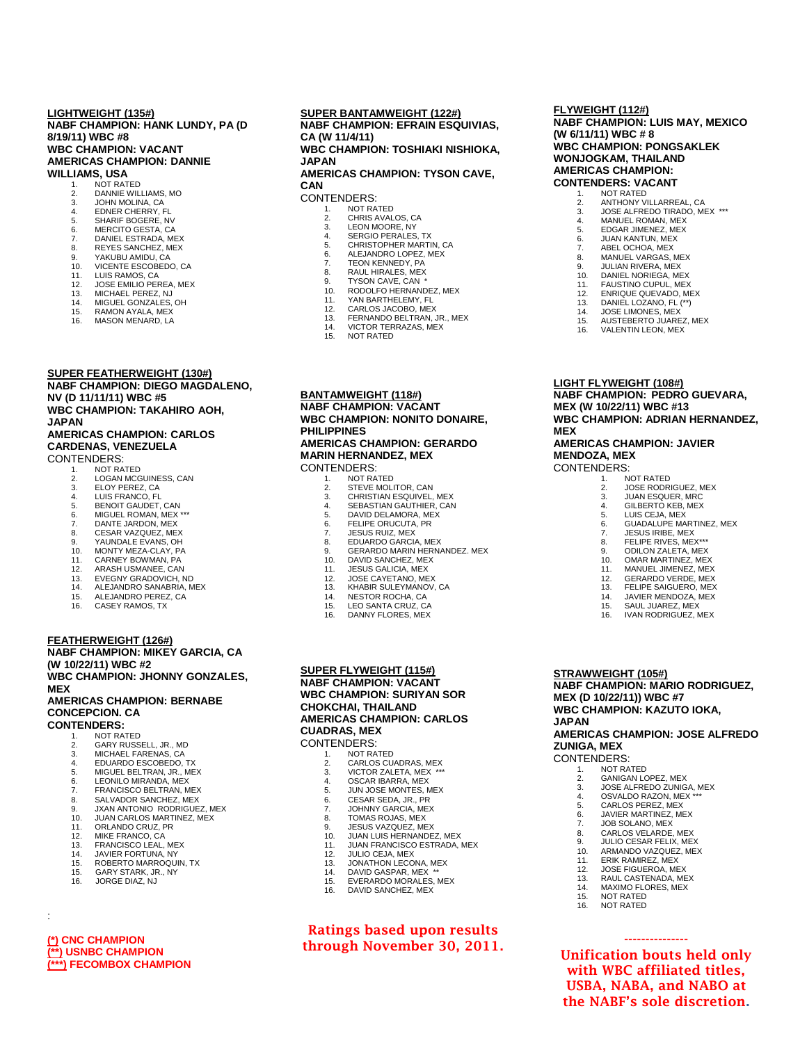## LIGHTWEIGHT (135#)

**NABF CHAMPION: HANK LUNDY, PA (D 8/19/11) WBC #8**
**WBC CHAMPION: VACANT**
**AMERICAS CHAMPION: DANNIE WILLIAMS, USA**

1. NOT RATED
2. DANNIE WILLIAMS, MO
3. JOHN MOLINA, CA
4. EDNER CHERRY, FL
5. SHARIF BOGERE, NV
6. MERCITO GESTA, CA
7. DANIEL ESTRADA, MEX
8. REYES SANCHEZ, MEX
9. YAKUBU AMIDU, CA
10. VICENTE ESCOBEDO, CA
11. LUIS RAMOS, CA
12. JOSE EMILIO PEREA, MEX
13. MICHAEL PEREZ, NJ
14. MIGUEL GONZALES, OH
15. RAMON AYALA, MEX
16. MASON MENARD, LA

## SUPER FEATHERWEIGHT (130#)

**NABF CHAMPION: DIEGO MAGDALENO, NV (D 11/11/11) WBC #5**
**WBC CHAMPION: TAKAHIRO AOH, JAPAN**
**AMERICAS CHAMPION: CARLOS CARDENAS, VENEZUELA**

CONTENDERS:

1. NOT RATED
2. LOGAN MCGUINESS, CAN
3. ELOY PEREZ, CA
4. LUIS FRANCO, FL
5. BENOIT GAUDET, CAN
6. MIGUEL ROMAN, MEX ***
7. DANTE JARDON, MEX
8. CESAR VAZQUEZ, MEX
9. YAUNDALE EVANS, OH
10. MONTY MEZA-CLAY, PA
11. CARNEY BOWMAN, PA
12. ARASH USMANEE, CAN
13. EVEGNY GRADOVICH, ND
14. ALEJANDRO SANABRIA, MEX
15. ALEJANDRO PEREZ, CA
16. CASEY RAMOS, TX

## FEATHERWEIGHT (126#)

**NABF CHAMPION: MIKEY GARCIA, CA (W 10/22/11) WBC #2**
**WBC CHAMPION: JHONNY GONZALES, MEX**
**AMERICAS CHAMPION: BERNABE CONCEPCION. CA**

**CONTENDERS:**

1. NOT RATED
2. GARY RUSSELL, JR., MD
3. MICHAEL FARENAS, CA
4. EDUARDO ESCOBEDO, TX
5. MIGUEL BELTRAN, JR., MEX
6. LEONILO MIRANDA, MEX
7. FRANCISCO BELTRAN, MEX
8. SALVADOR SANCHEZ, MEX
9. JXAN ANTONIO RODRIGUEZ, MEX
10. JUAN CARLOS MARTINEZ, MEX
11. ORLANDO CRUZ, PR
12. MIKE FRANCO, CA
13. FRANCISCO LEAL, MEX
14. JAVIER FORTUNA, NY
15. ROBERTO MARROQUIN, TX
15. GARY STARK, JR., NY
16. JORGE DIAZ, NJ

:

**(*) CNC CHAMPION**
**(**) USNBC CHAMPION**
**(***) FECOMBOX CHAMPION**

## SUPER BANTAMWEIGHT (122#)

**NABF CHAMPION: EFRAIN ESQUIVIAS, CA (W 11/4/11)**
**WBC CHAMPION: TOSHIAKI NISHIOKA, JAPAN**
**AMERICAS CHAMPION: TYSON CAVE, CAN**

CONTENDERS:

1. NOT RATED
2. CHRIS AVALOS, CA
3. LEON MOORE, NY
4. SERGIO PERALES, TX
5. CHRISTOPHER MARTIN, CA
6. ALEJANDRO LOPEZ, MEX
7. TEON KENNEDY, PA
8. RAUL HIRALES, MEX
9. TYSON CAVE, CAN *
10. RODOLFO HERNANDEZ, MEX
11. YAN BARTHELEMY, FL
12. CARLOS JACOBO, MEX
13. FERNANDO BELTRAN, JR., MEX
14. VICTOR TERRAZAS, MEX
15. NOT RATED

## BANTAMWEIGHT (118#)

**NABF CHAMPION: VACANT**
**WBC CHAMPION: NONITO DONAIRE, PHILIPPINES**
**AMERICAS CHAMPION: GERARDO MARIN HERNANDEZ, MEX**

CONTENDERS:

1. NOT RATED
2. STEVE MOLITOR, CAN
3. CHRISTIAN ESQUIVEL, MEX
4. SEBASTIAN GAUTHIER, CAN
5. DAVID DELAMORA, MEX
6. FELIPE ORUCUTA, PR
7. JESUS RUIZ, MEX
8. EDUARDO GARCIA, MEX
9. GERARDO MARIN HERNANDEZ. MEX
10. DAVID SANCHEZ, MEX
11. JESUS GALICIA, MEX
12. JOSE CAYETANO, MEX
13. KHABIR SULEYMANOV, CA
14. NESTOR ROCHA, CA
15. LEO SANTA CRUZ, CA
16. DANNY FLORES, MEX

## SUPER FLYWEIGHT (115#)

**NABF CHAMPION: VACANT**
**WBC CHAMPION: SURIYAN SOR CHOKCHAI, THAILAND**
**AMERICAS CHAMPION: CARLOS CUADRAS, MEX**

CONTENDERS:

1. NOT RATED
2. CARLOS CUADRAS, MEX
3. VICTOR ZALETA, MEX ***
4. OSCAR IBARRA, MEX
5. JUN JOSE MONTES, MEX
6. CESAR SEDA, JR., PR
7. JOHNNY GARCIA, MEX
8. TOMAS ROJAS, MEX
9. JESUS VAZQUEZ, MEX
10. JUAN LUIS HERNANDEZ, MEX
11. JUAN FRANCISCO ESTRADA, MEX
12. JULIO CEJA, MEX
13. JONATHON LECONA, MEX
14. DAVID GASPAR, MEX **
15. EVERARDO MORALES, MEX
16. DAVID SANCHEZ, MEX

**Ratings based upon results through November 30, 2011.**

## FLYWEIGHT (112#)

**NABF CHAMPION: LUIS MAY, MEXICO (W 6/11/11) WBC # 8**
**WBC CHAMPION: PONGSAKLEK WONJOGKAM, THAILAND**
**AMERICAS CHAMPION:**
**CONTENDERS: VACANT**

1. NOT RATED
2. ANTHONY VILLARREAL, CA
3. JOSE ALFREDO TIRADO, MEX ***
4. MANUEL ROMAN, MEX
5. EDGAR JIMENEZ, MEX
6. JUAN KANTUN, MEX
7. ABEL OCHOA, MEX
8. MANUEL VARGAS, MEX
9. JULIAN RIVERA, MEX
10. DANIEL NORIEGA, MEX
11. FAUSTINO CUPUL, MEX
12. ENRIQUE QUEVADO, MEX
13. DANIEL LOZANO, FL (**)
14. JOSE LIMONES, MEX
15. AUSTEBERTO JUAREZ, MEX
16. VALENTIN LEON, MEX

## LIGHT FLYWEIGHT (108#)

**NABF CHAMPION: PEDRO GUEVARA, MEX (W 10/22/11) WBC #13**
**WBC CHAMPION: ADRIAN HERNANDEZ, MEX**
**AMERICAS CHAMPION: JAVIER MENDOZA, MEX**

CONTENDERS:

1. NOT RATED
2. JOSE RODRIGUEZ, MEX
3. JUAN ESQUER, MRC
4. GILBERTO KEB, MEX
5. LUIS CEJA, MEX
6. GUADALUPE MARTINEZ, MEX
7. JESUS IRIBE, MEX
8. FELIPE RIVES, MEX***
9. ODILON ZALETA, MEX
10. OMAR MARTINEZ, MEX
11. MANUEL JIMENEZ, MEX
12. GERARDO VERDE, MEX
13. FELIPE SAIGUERO, MEX
14. JAVIER MENDOZA, MEX
15. SAUL JUAREZ, MEX
16. IVAN RODRIGUEZ, MEX

## STRAWWEIGHT (105#)

**NABF CHAMPION: MARIO RODRIGUEZ, MEX (D 10/22/11)) WBC #7**
**WBC CHAMPION: KAZUTO IOKA, JAPAN**
**AMERICAS CHAMPION: JOSE ALFREDO ZUNIGA, MEX**

CONTENDERS:

1. NOT RATED
2. GANIGAN LOPEZ, MEX
3. JOSE ALFREDO ZUNIGA, MEX
4. OSVALDO RAZON, MEX ***
5. CARLOS PEREZ, MEX
6. JAVIER MARTINEZ, MEX
7. JOB SOLANO, MEX
8. CARLOS VELARDE, MEX
9. JULIO CESAR FELIX, MEX
10. ARMANDO VAZQUEZ, MEX
11. ERIK RAMIREZ, MEX
12. JOSE FIGUEROA, MEX
13. RAUL CASTENADA, MEX
14. MAXIMO FLORES, MEX
15. NOT RATED
16. NOT RATED

---------------

**Unification bouts held only with WBC affiliated titles, USBA, NABA, and NABO at the NABF's sole discretion.**